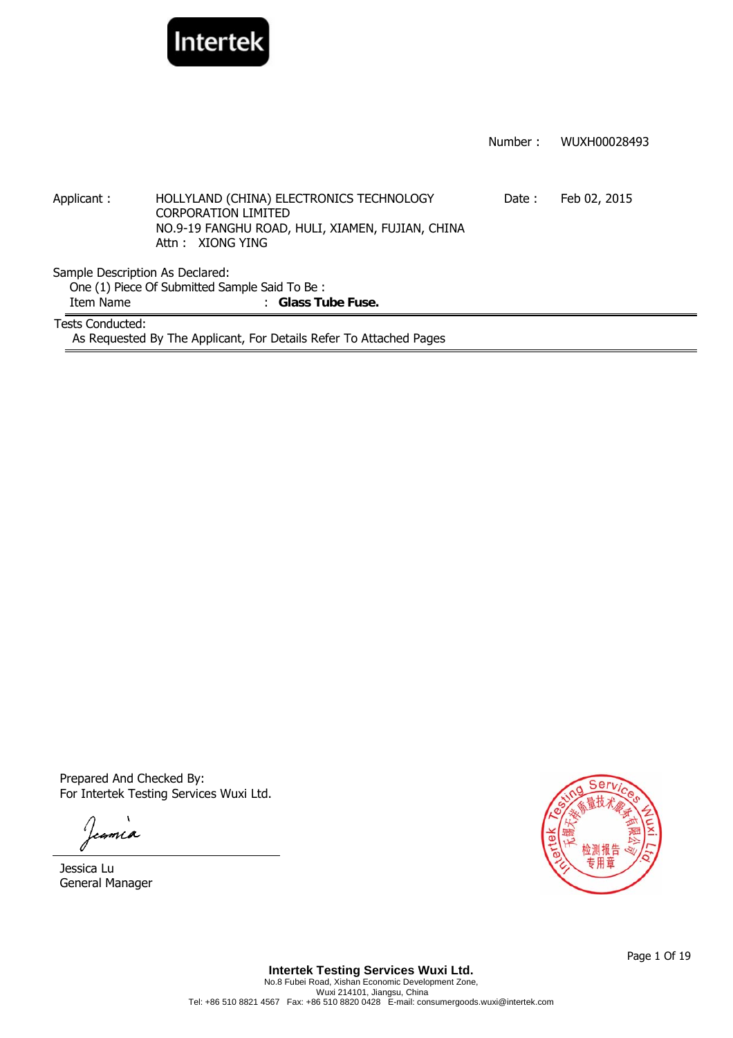Intertek

Number : WUXH00028493

Applicant : HOLLYLAND (CHINA) ELECTRONICS TECHNOLOGY CORPORATION LIMITED
NO.9-19 FANGHU ROAD, HULI, XIAMEN, FUJIAN, CHINA
Attn : XIONG YING

Date : Feb 02, 2015

Sample Description As Declared:
One (1) Piece Of Submitted Sample Said To Be :
Item Name : **Glass Tube Fuse.**

Tests Conducted:
As Requested By The Applicant, For Details Refer To Attached Pages

Prepared And Checked By:
For Intertek Testing Services Wuxi Ltd.

Jessica Lu
General Manager

**Intertek Testing Services Wuxi Ltd.**
No.8 Fubei Road, Xishan Economic Development Zone,
Wuxi 214101, Jiangsu, China
Tel: +86 510 8821 4567 Fax: +86 510 8820 0428 E-mail: consumergoods.wuxi@intertek.com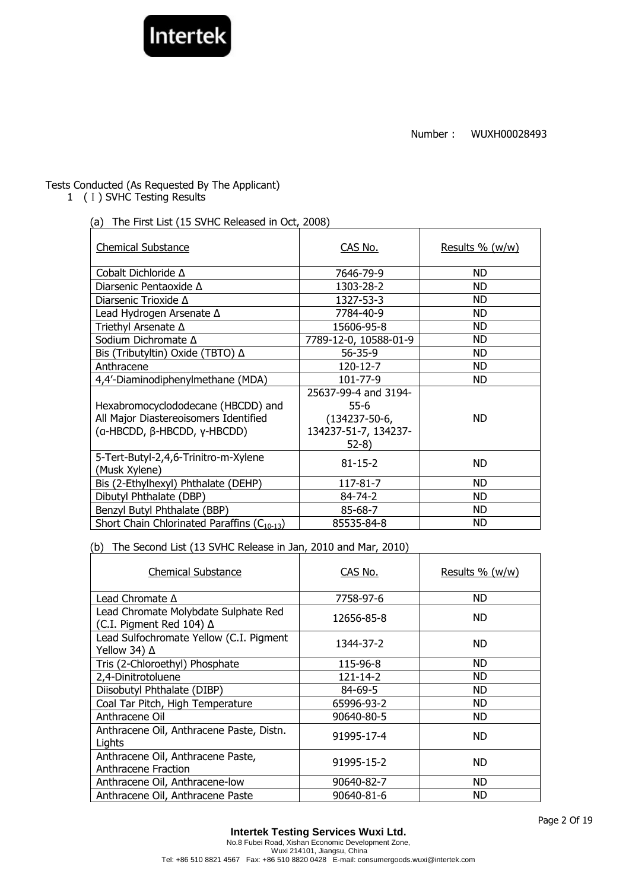Number： WUXH00028493

Tests Conducted (As Requested By The Applicant)

1 （Ⅰ) SVHC Testing Results

(a) The First List (15 SVHC Released in Oct, 2008)

| Chemical Substance | CAS No. | Results % (w/w) |
|---|---|---|
| Cobalt Dichloride Δ | 7646-79-9 | ND |
| Diarsenic Pentaoxide Δ | 1303-28-2 | ND |
| Diarsenic Trioxide Δ | 1327-53-3 | ND |
| Lead Hydrogen Arsenate Δ | 7784-40-9 | ND |
| Triethyl Arsenate Δ | 15606-95-8 | ND |
| Sodium Dichromate Δ | 7789-12-0, 10588-01-9 | ND |
| Bis (Tributyltin) Oxide (TBTO) Δ | 56-35-9 | ND |
| Anthracene | 120-12-7 | ND |
| 4,4'-Diaminodiphenylmethane (MDA) | 101-77-9 | ND |
| Hexabromocyclododecane (HBCDD) and All Major Diastereoisomers Identified (α-HBCDD, β-HBCDD, γ-HBCDD) | 25637-99-4 and 3194-55-6 (134237-50-6, 134237-51-7, 134237-52-8) | ND |
| 5-Tert-Butyl-2,4,6-Trinitro-m-Xylene (Musk Xylene) | 81-15-2 | ND |
| Bis (2-Ethylhexyl) Phthalate (DEHP) | 117-81-7 | ND |
| Dibutyl Phthalate (DBP) | 84-74-2 | ND |
| Benzyl Butyl Phthalate (BBP) | 85-68-7 | ND |
| Short Chain Chlorinated Paraffins ($C_{10-13}$) | 85535-84-8 | ND |

(b) The Second List (13 SVHC Release in Jan, 2010 and Mar, 2010)

| Chemical Substance | CAS No. | Results % (w/w) |
|---|---|---|
| Lead Chromate Δ | 7758-97-6 | ND |
| Lead Chromate Molybdate Sulphate Red (C.I. Pigment Red 104) Δ | 12656-85-8 | ND |
| Lead Sulfochromate Yellow (C.I. Pigment Yellow 34) Δ | 1344-37-2 | ND |
| Tris (2-Chloroethyl) Phosphate | 115-96-8 | ND |
| 2,4-Dinitrotoluene | 121-14-2 | ND |
| Diisobutyl Phthalate (DIBP) | 84-69-5 | ND |
| Coal Tar Pitch, High Temperature | 65996-93-2 | ND |
| Anthracene Oil | 90640-80-5 | ND |
| Anthracene Oil, Anthracene Paste, Distn. Lights | 91995-17-4 | ND |
| Anthracene Oil, Anthracene Paste, Anthracene Fraction | 91995-15-2 | ND |
| Anthracene Oil, Anthracene-low | 90640-82-7 | ND |
| Anthracene Oil, Anthracene Paste | 90640-81-6 | ND |

**Intertek Testing Services Wuxi Ltd.**
No.8 Fubei Road, Xishan Economic Development Zone,
Wuxi 214101, Jiangsu, China
Tel: +86 510 8821 4567 Fax: +86 510 8820 0428 E-mail: consumergoods.wuxi@intertek.com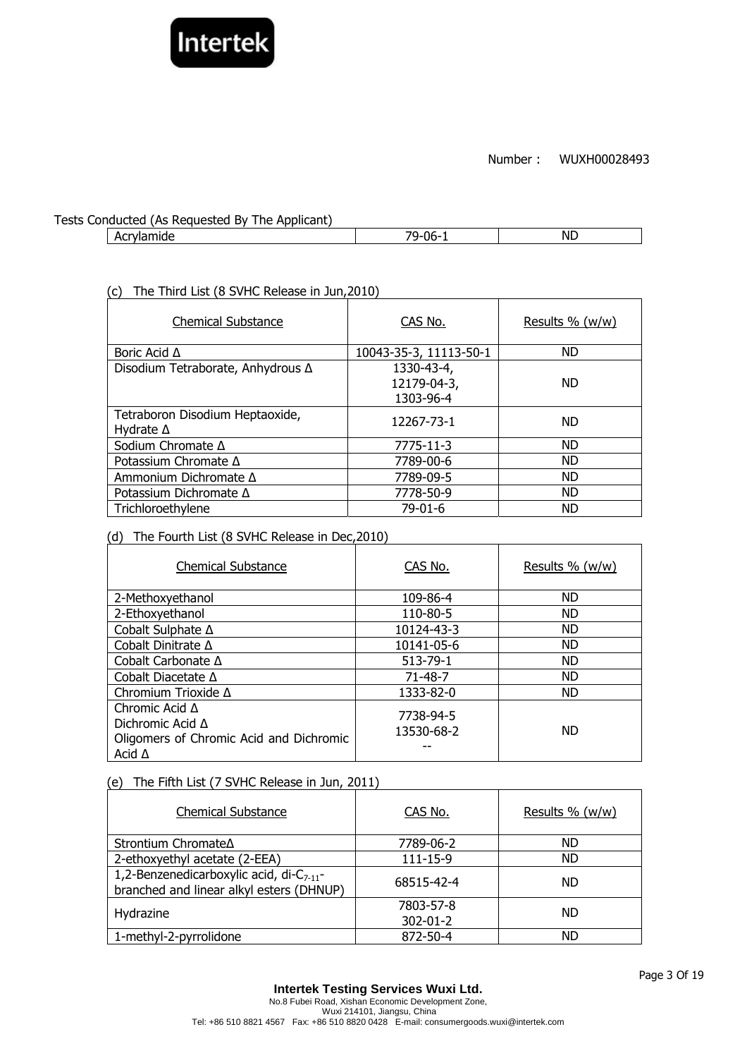Number : WUXH00028493

Tests Conducted (As Requested By The Applicant)

| | | |
|---|---|---|
| Acrylamide | 79-06-1 | ND |

(c) The Third List (8 SVHC Release in Jun,2010)

| Chemical Substance | CAS No. | Results % (w/w) |
|---|---|---|
| Boric Acid Δ | 10043-35-3, 11113-50-1 | ND |
| Disodium Tetraborate, Anhydrous Δ | 1330-43-4, 12179-04-3, 1303-96-4 | ND |
| Tetraboron Disodium Heptaoxide, Hydrate Δ | 12267-73-1 | ND |
| Sodium Chromate Δ | 7775-11-3 | ND |
| Potassium Chromate Δ | 7789-00-6 | ND |
| Ammonium Dichromate Δ | 7789-09-5 | ND |
| Potassium Dichromate Δ | 7778-50-9 | ND |
| Trichloroethylene | 79-01-6 | ND |

(d) The Fourth List (8 SVHC Release in Dec,2010)

| Chemical Substance | CAS No. | Results % (w/w) |
|---|---|---|
| 2-Methoxyethanol | 109-86-4 | ND |
| 2-Ethoxyethanol | 110-80-5 | ND |
| Cobalt Sulphate Δ | 10124-43-3 | ND |
| Cobalt Dinitrate Δ | 10141-05-6 | ND |
| Cobalt Carbonate Δ | 513-79-1 | ND |
| Cobalt Diacetate Δ | 71-48-7 | ND |
| Chromium Trioxide Δ | 1333-82-0 | ND |
| Chromic Acid Δ<br>Dichromic Acid Δ<br>Oligomers of Chromic Acid and Dichromic Acid Δ | 7738-94-5<br>13530-68-2<br>-- | ND |

(e) The Fifth List (7 SVHC Release in Jun, 2011)

| Chemical Substance | CAS No. | Results % (w/w) |
|---|---|---|
| Strontium ChromateΔ | 7789-06-2 | ND |
| 2-ethoxyethyl acetate (2-EEA) | 111-15-9 | ND |
| 1,2-Benzenedicarboxylic acid, di-$C_{7-11}$-branched and linear alkyl esters (DHNUP) | 68515-42-4 | ND |
| Hydrazine | 7803-57-8<br>302-01-2 | ND |
| 1-methyl-2-pyrrolidone | 872-50-4 | ND |

**Intertek Testing Services Wuxi Ltd.**
No.8 Fubei Road, Xishan Economic Development Zone,
Wuxi 214101, Jiangsu, China
Tel: +86 510 8821 4567 Fax: +86 510 8820 0428 E-mail: consumergoods.wuxi@intertek.com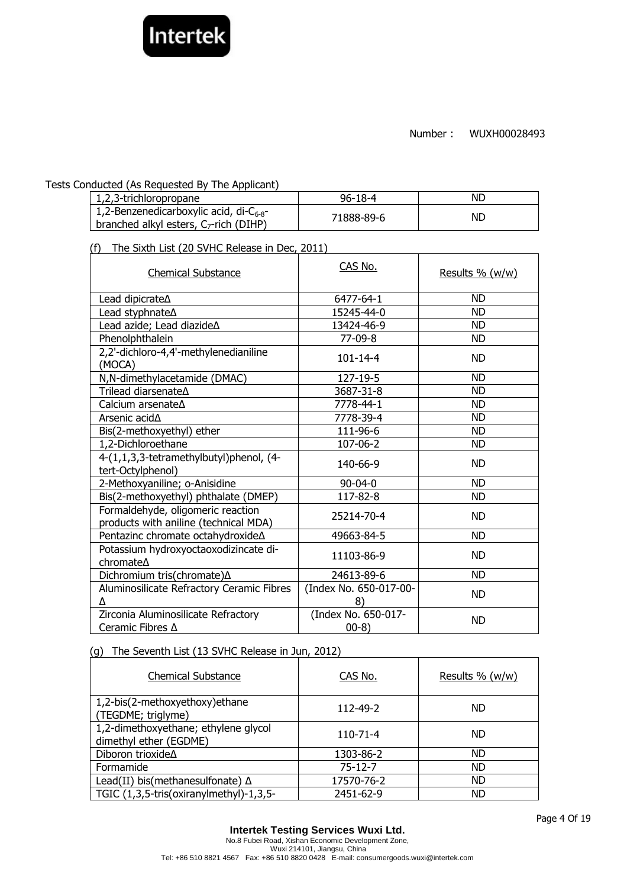Number： WUXH00028493

Tests Conducted (As Requested By The Applicant)

| | | |
|---|---|---|
| 1,2,3-trichloropropane | 96-18-4 | ND |
| 1,2-Benzenedicarboxylic acid, di-$C_{6-8}$-branched alkyl esters, $C_7$-rich (DIHP) | 71888-89-6 | ND |

(f) The Sixth List (20 SVHC Release in Dec, 2011)

| Chemical Substance | CAS No. | Results % (w/w) |
|---|---|---|
| Lead dipicrateΔ | 6477-64-1 | ND |
| Lead styphnateΔ | 15245-44-0 | ND |
| Lead azide; Lead diazideΔ | 13424-46-9 | ND |
| Phenolphthalein | 77-09-8 | ND |
| 2,2'-dichloro-4,4'-methylenedianiline (MOCA) | 101-14-4 | ND |
| N,N-dimethylacetamide (DMAC) | 127-19-5 | ND |
| Trilead diarsenateΔ | 3687-31-8 | ND |
| Calcium arsenateΔ | 7778-44-1 | ND |
| Arsenic acidΔ | 7778-39-4 | ND |
| Bis(2-methoxyethyl) ether | 111-96-6 | ND |
| 1,2-Dichloroethane | 107-06-2 | ND |
| 4-(1,1,3,3-tetramethylbutyl)phenol, (4-tert-Octylphenol) | 140-66-9 | ND |
| 2-Methoxyaniline; o-Anisidine | 90-04-0 | ND |
| Bis(2-methoxyethyl) phthalate (DMEP) | 117-82-8 | ND |
| Formaldehyde, oligomeric reaction products with aniline (technical MDA) | 25214-70-4 | ND |
| Pentazinc chromate octahydroxideΔ | 49663-84-5 | ND |
| Potassium hydroxyoctaoxodizincate di-chromateΔ | 11103-86-9 | ND |
| Dichromium tris(chromate)Δ | 24613-89-6 | ND |
| Aluminosilicate Refractory Ceramic Fibres Δ | (Index No. 650-017-00-8) | ND |
| Zirconia Aluminosilicate Refractory Ceramic Fibres Δ | (Index No. 650-017-00-8) | ND |

(g) The Seventh List (13 SVHC Release in Jun, 2012)

| Chemical Substance | CAS No. | Results % (w/w) |
|---|---|---|
| 1,2-bis(2-methoxyethoxy)ethane (TEGDME; triglyme) | 112-49-2 | ND |
| 1,2-dimethoxyethane; ethylene glycol dimethyl ether (EGDME) | 110-71-4 | ND |
| Diboron trioxideΔ | 1303-86-2 | ND |
| Formamide | 75-12-7 | ND |
| Lead(II) bis(methanesulfonate) Δ | 17570-76-2 | ND |
| TGIC (1,3,5-tris(oxiranylmethyl)-1,3,5- | 2451-62-9 | ND |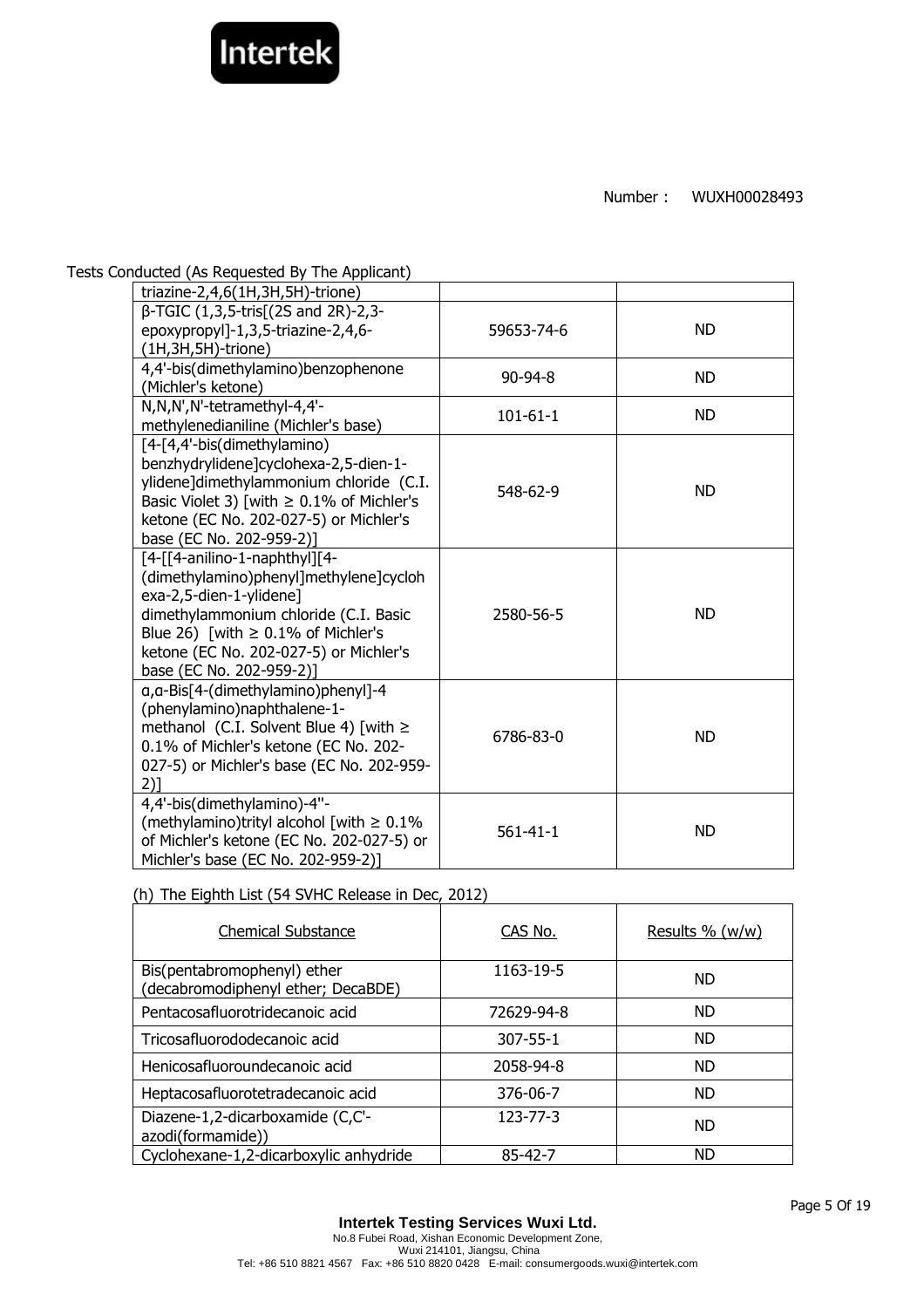Number： WUXH00028493

Tests Conducted (As Requested By The Applicant)

| | | |
|---|---|---|
| triazine-2,4,6(1H,3H,5H)-trione) | | |
| β-TGIC (1,3,5-tris[(2S and 2R)-2,3-epoxypropyl]-1,3,5-triazine-2,4,6-(1H,3H,5H)-trione) | 59653-74-6 | ND |
| 4,4'-bis(dimethylamino)benzophenone (Michler's ketone) | 90-94-8 | ND |
| N,N,N',N'-tetramethyl-4,4'-methylenedianiline (Michler's base) | 101-61-1 | ND |
| [4-[4,4'-bis(dimethylamino) benzhydrylidene]cyclohexa-2,5-dien-1-ylidene]dimethylammonium chloride (C.I. Basic Violet 3) [with ≥ 0.1% of Michler's ketone (EC No. 202-027-5) or Michler's base (EC No. 202-959-2)] | 548-62-9 | ND |
| [4-[[4-anilino-1-naphthyl][4-(dimethylamino)phenyl]methylene]cyclohexa-2,5-dien-1-ylidene] dimethylammonium chloride (C.I. Basic Blue 26) [with ≥ 0.1% of Michler's ketone (EC No. 202-027-5) or Michler's base (EC No. 202-959-2)] | 2580-56-5 | ND |
| α,α-Bis[4-(dimethylamino)phenyl]-4 (phenylamino)naphthalene-1-methanol (C.I. Solvent Blue 4) [with ≥ 0.1% of Michler's ketone (EC No. 202-027-5) or Michler's base (EC No. 202-959-2)] | 6786-83-0 | ND |
| 4,4'-bis(dimethylamino)-4''-(methylamino)trityl alcohol [with ≥ 0.1% of Michler's ketone (EC No. 202-027-5) or Michler's base (EC No. 202-959-2)] | 561-41-1 | ND |

(h) The Eighth List (54 SVHC Release in Dec, 2012)

| Chemical Substance | CAS No. | Results % (w/w) |
|---|---|---|
| Bis(pentabromophenyl) ether (decabromodiphenyl ether; DecaBDE) | 1163-19-5 | ND |
| Pentacosafluorotridecanoic acid | 72629-94-8 | ND |
| Tricosafluorododecanoic acid | 307-55-1 | ND |
| Henicosafluoroundecanoic acid | 2058-94-8 | ND |
| Heptacosafluorotetradecanoic acid | 376-06-7 | ND |
| Diazene-1,2-dicarboxamide (C,C'-azodi(formamide)) | 123-77-3 | ND |
| Cyclohexane-1,2-dicarboxylic anhydride | 85-42-7 | ND |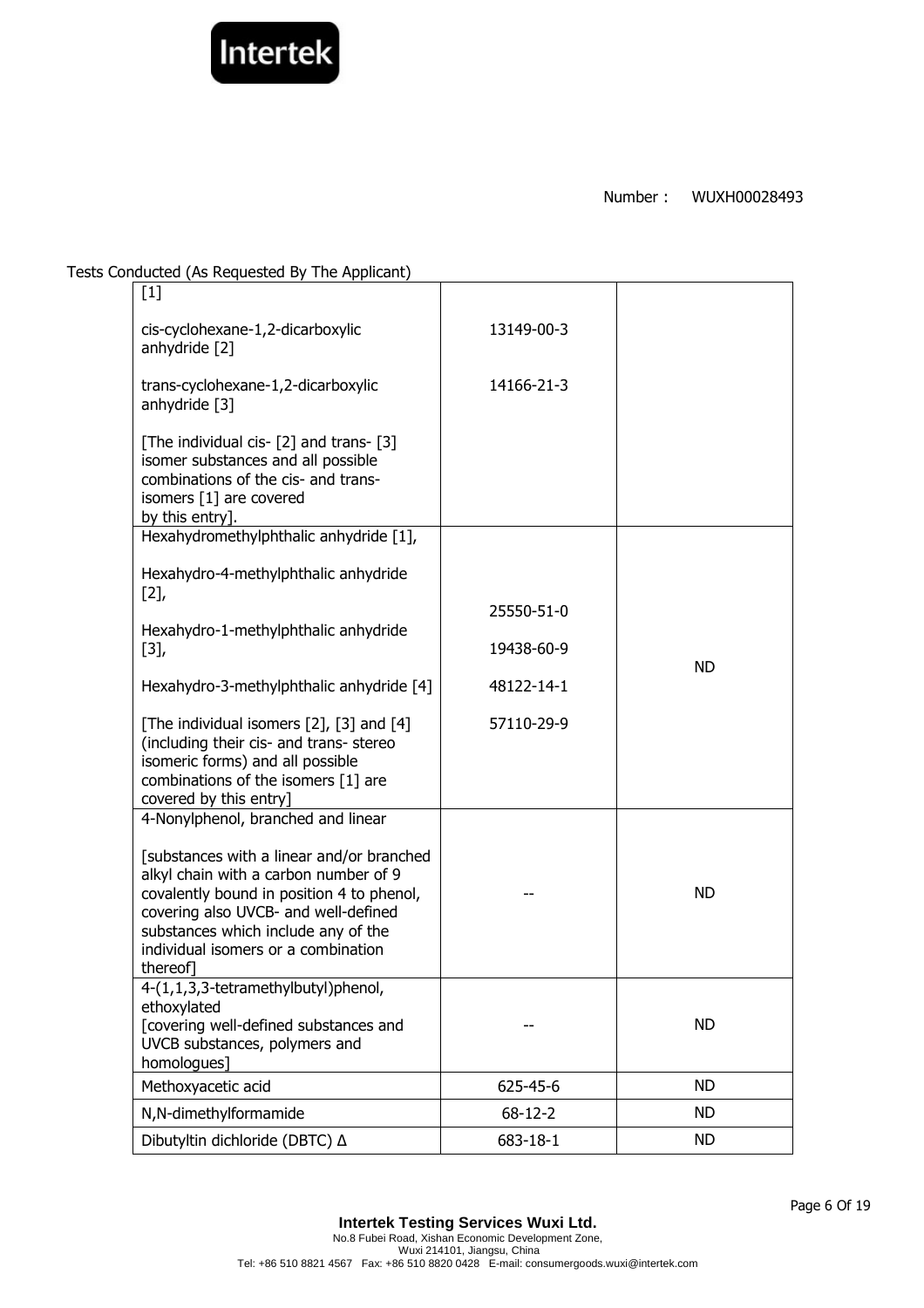Number： WUXH00028493

Tests Conducted (As Requested By The Applicant)

| | | |
|---|---|---|
| [1]<br><br>cis-cyclohexane-1,2-dicarboxylic anhydride [2]<br><br>trans-cyclohexane-1,2-dicarboxylic anhydride [3]<br><br>[The individual cis- [2] and trans- [3] isomer substances and all possible combinations of the cis- and trans- isomers [1] are covered by this entry]. | <br><br>13149-00-3<br><br>14166-21-3 | |
| Hexahydromethylphthalic anhydride [1],<br><br>Hexahydro-4-methylphthalic anhydride [2],<br><br>Hexahydro-1-methylphthalic anhydride [3],<br><br>Hexahydro-3-methylphthalic anhydride [4]<br><br>[The individual isomers [2], [3] and [4] (including their cis- and trans- stereo isomeric forms) and all possible combinations of the isomers [1] are covered by this entry] | 25550-51-0<br><br>19438-60-9<br><br>48122-14-1<br><br>57110-29-9 | ND |
| 4-Nonylphenol, branched and linear<br><br>[substances with a linear and/or branched alkyl chain with a carbon number of 9 covalently bound in position 4 to phenol, covering also UVCB- and well-defined substances which include any of the individual isomers or a combination thereof] | -- | ND |
| 4-(1,1,3,3-tetramethylbutyl)phenol, ethoxylated<br>[covering well-defined substances and UVCB substances, polymers and homologues] | -- | ND |
| Methoxyacetic acid | 625-45-6 | ND |
| N,N-dimethylformamide | 68-12-2 | ND |
| Dibutyltin dichloride (DBTC) Δ | 683-18-1 | ND |

**Intertek Testing Services Wuxi Ltd.**
No.8 Fubei Road, Xishan Economic Development Zone,
Wuxi 214101, Jiangsu, China
Tel: +86 510 8821 4567 Fax: +86 510 8820 0428 E-mail: consumergoods.wuxi@intertek.com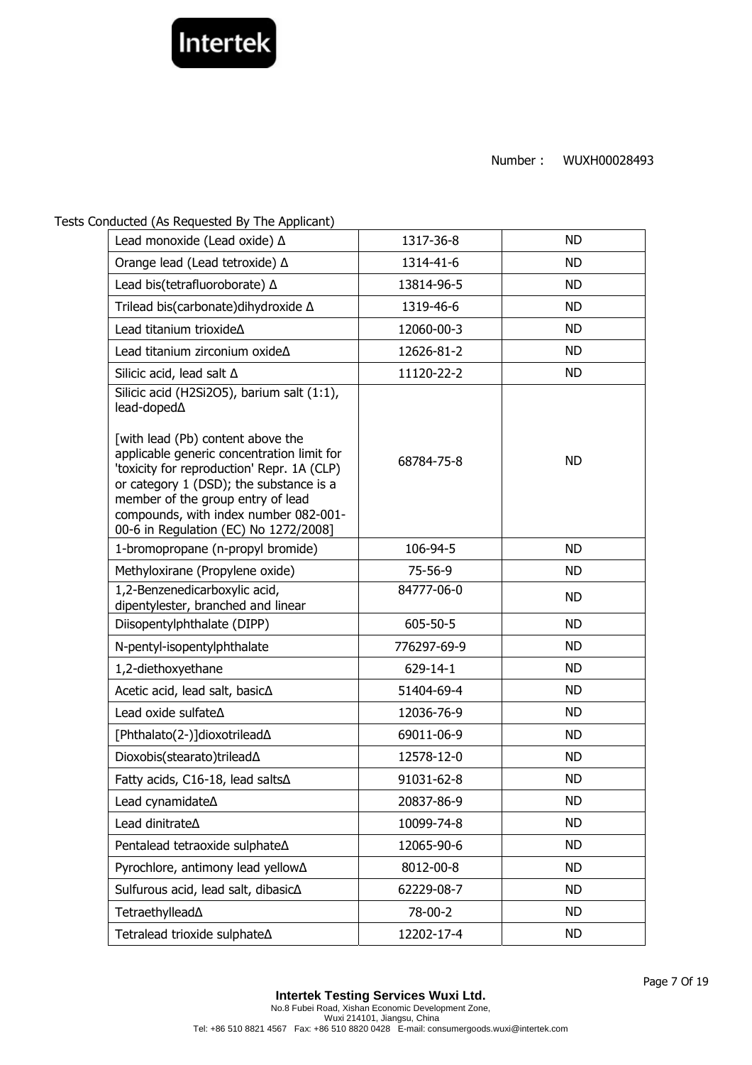Number： WUXH00028493

Tests Conducted (As Requested By The Applicant)

| | | |
|---|---|---|
| Lead monoxide (Lead oxide) Δ | 1317-36-8 | ND |
| Orange lead (Lead tetroxide) Δ | 1314-41-6 | ND |
| Lead bis(tetrafluoroborate) Δ | 13814-96-5 | ND |
| Trilead bis(carbonate)dihydroxide Δ | 1319-46-6 | ND |
| Lead titanium trioxideΔ | 12060-00-3 | ND |
| Lead titanium zirconium oxideΔ | 12626-81-2 | ND |
| Silicic acid, lead salt Δ | 11120-22-2 | ND |
| Silicic acid (H2Si2O5), barium salt (1:1), lead-dopedΔ<br><br>[with lead (Pb) content above the applicable generic concentration limit for 'toxicity for reproduction' Repr. 1A (CLP) or category 1 (DSD); the substance is a member of the group entry of lead compounds, with index number 082-001-00-6 in Regulation (EC) No 1272/2008] | 68784-75-8 | ND |
| 1-bromopropane (n-propyl bromide) | 106-94-5 | ND |
| Methyloxirane (Propylene oxide) | 75-56-9 | ND |
| 1,2-Benzenedicarboxylic acid, dipentylester, branched and linear | 84777-06-0 | ND |
| Diisopentylphthalate (DIPP) | 605-50-5 | ND |
| N-pentyl-isopentylphthalate | 776297-69-9 | ND |
| 1,2-diethoxyethane | 629-14-1 | ND |
| Acetic acid, lead salt, basicΔ | 51404-69-4 | ND |
| Lead oxide sulfateΔ | 12036-76-9 | ND |
| [Phthalato(2-)]dioxotrileadΔ | 69011-06-9 | ND |
| Dioxobis(stearato)trileadΔ | 12578-12-0 | ND |
| Fatty acids, C16-18, lead saltsΔ | 91031-62-8 | ND |
| Lead cynamidateΔ | 20837-86-9 | ND |
| Lead dinitrateΔ | 10099-74-8 | ND |
| Pentalead tetraoxide sulphateΔ | 12065-90-6 | ND |
| Pyrochlore, antimony lead yellowΔ | 8012-00-8 | ND |
| Sulfurous acid, lead salt, dibasicΔ | 62229-08-7 | ND |
| TetraethylleadΔ | 78-00-2 | ND |
| Tetralead trioxide sulphateΔ | 12202-17-4 | ND |

**Intertek Testing Services Wuxi Ltd.**
No.8 Fubei Road, Xishan Economic Development Zone,
Wuxi 214101, Jiangsu, China
Tel: +86 510 8821 4567 Fax: +86 510 8820 0428 E-mail: consumergoods.wuxi@intertek.com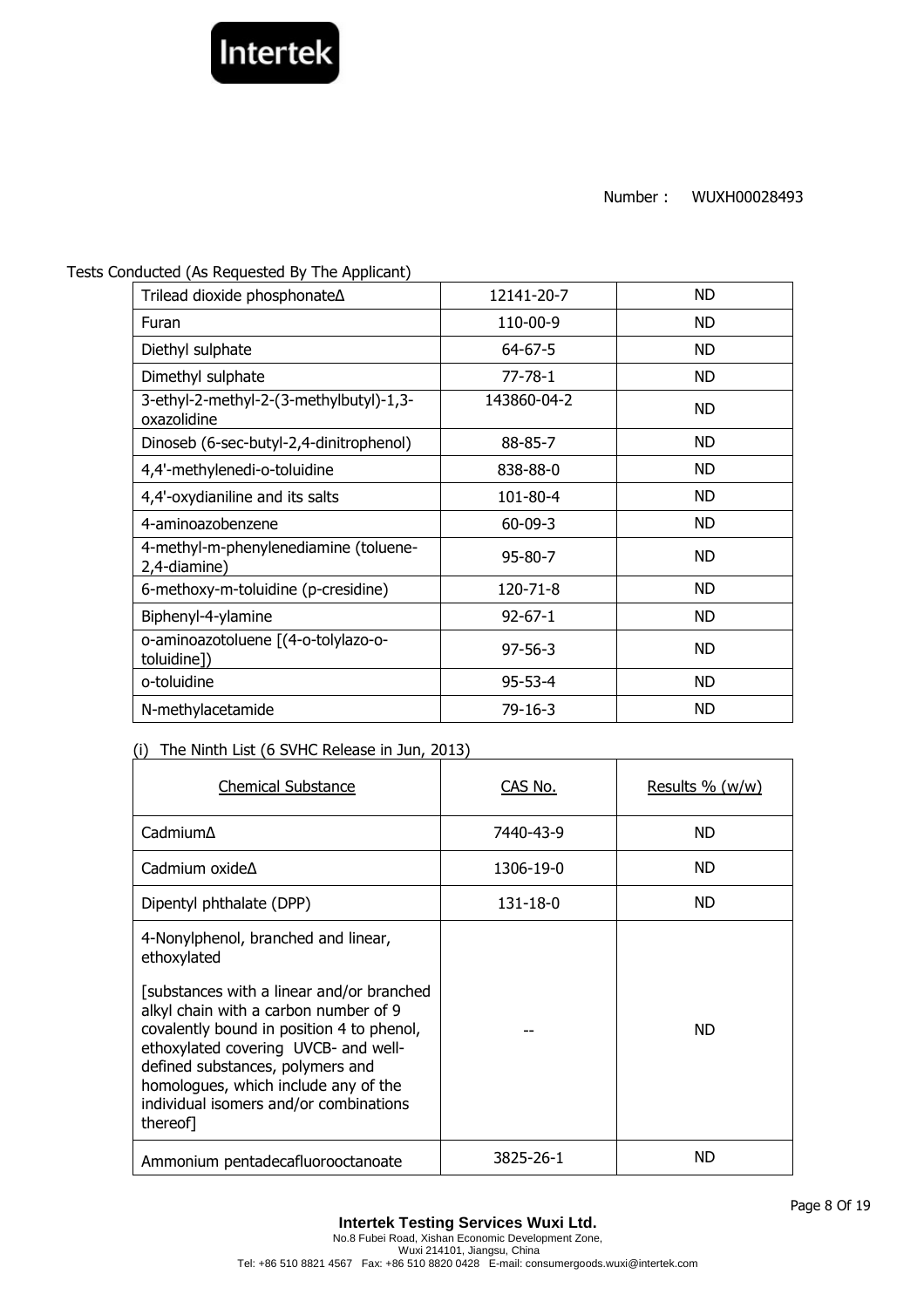Number： WUXH00028493

Tests Conducted (As Requested By The Applicant)

| | | |
|---|---|---|
| Trilead dioxide phosphonateΔ | 12141-20-7 | ND |
| Furan | 110-00-9 | ND |
| Diethyl sulphate | 64-67-5 | ND |
| Dimethyl sulphate | 77-78-1 | ND |
| 3-ethyl-2-methyl-2-(3-methylbutyl)-1,3-oxazolidine | 143860-04-2 | ND |
| Dinoseb (6-sec-butyl-2,4-dinitrophenol) | 88-85-7 | ND |
| 4,4'-methylenedi-o-toluidine | 838-88-0 | ND |
| 4,4'-oxydianiline and its salts | 101-80-4 | ND |
| 4-aminoazobenzene | 60-09-3 | ND |
| 4-methyl-m-phenylenediamine (toluene-2,4-diamine) | 95-80-7 | ND |
| 6-methoxy-m-toluidine (p-cresidine) | 120-71-8 | ND |
| Biphenyl-4-ylamine | 92-67-1 | ND |
| o-aminoazotoluene [(4-o-tolylazo-o-toluidine]) | 97-56-3 | ND |
| o-toluidine | 95-53-4 | ND |
| N-methylacetamide | 79-16-3 | ND |

(i) The Ninth List (6 SVHC Release in Jun, 2013)

| Chemical Substance | CAS No. | Results % (w/w) |
|---|---|---|
| CadmiumΔ | 7440-43-9 | ND |
| Cadmium oxideΔ | 1306-19-0 | ND |
| Dipentyl phthalate (DPP) | 131-18-0 | ND |
| 4-Nonylphenol, branched and linear, ethoxylated<br><br>[substances with a linear and/or branched alkyl chain with a carbon number of 9 covalently bound in position 4 to phenol, ethoxylated covering UVCB- and well-defined substances, polymers and homologues, which include any of the individual isomers and/or combinations thereof] | -- | ND |
| Ammonium pentadecafluorooctanoate | 3825-26-1 | ND |

**Intertek Testing Services Wuxi Ltd.**
No.8 Fubei Road, Xishan Economic Development Zone,
Wuxi 214101, Jiangsu, China
Tel: +86 510 8821 4567 Fax: +86 510 8820 0428 E-mail: consumergoods.wuxi@intertek.com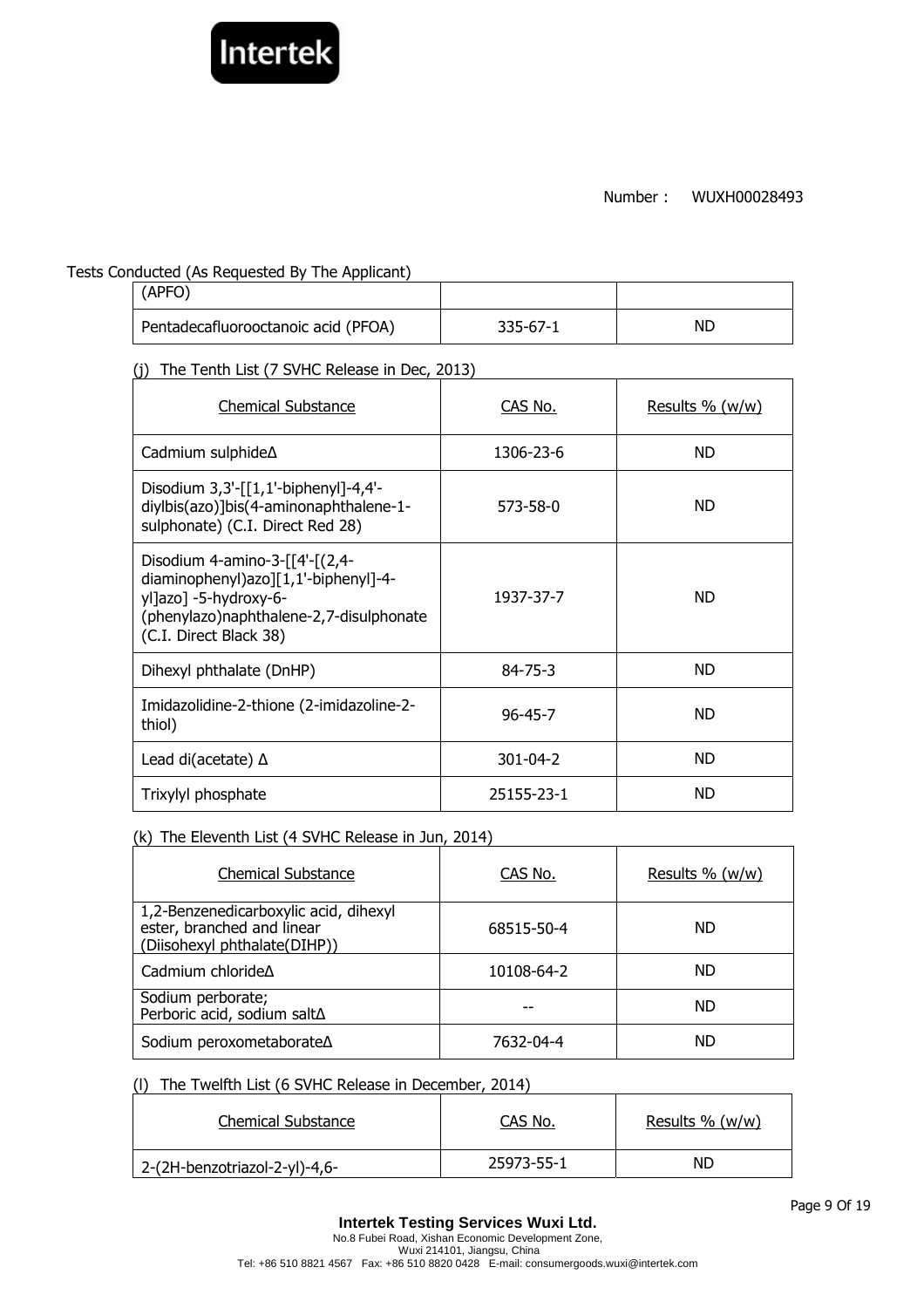Number： WUXH00028493

Tests Conducted (As Requested By The Applicant)

| (APFO) | | |
|---|---|---|
| Pentadecafluorooctanoic acid (PFOA) | 335-67-1 | ND |

(j) The Tenth List (7 SVHC Release in Dec, 2013)

| Chemical Substance | CAS No. | Results % (w/w) |
|---|---|---|
| Cadmium sulphideΔ | 1306-23-6 | ND |
| Disodium 3,3'-[[1,1'-biphenyl]-4,4'-diylbis(azo)]bis(4-aminonaphthalene-1-sulphonate) (C.I. Direct Red 28) | 573-58-0 | ND |
| Disodium 4-amino-3-[[4'-[(2,4-diaminophenyl)azo][1,1'-biphenyl]-4-yl]azo] -5-hydroxy-6-(phenylazo)naphthalene-2,7-disulphonate (C.I. Direct Black 38) | 1937-37-7 | ND |
| Dihexyl phthalate (DnHP) | 84-75-3 | ND |
| Imidazolidine-2-thione (2-imidazoline-2-thiol) | 96-45-7 | ND |
| Lead di(acetate) Δ | 301-04-2 | ND |
| Trixylyl phosphate | 25155-23-1 | ND |

(k) The Eleventh List (4 SVHC Release in Jun, 2014)

| Chemical Substance | CAS No. | Results % (w/w) |
|---|---|---|
| 1,2-Benzenedicarboxylic acid, dihexyl ester, branched and linear (Diisohexyl phthalate(DIHP)) | 68515-50-4 | ND |
| Cadmium chlorideΔ | 10108-64-2 | ND |
| Sodium perborate; Perboric acid, sodium saltΔ | -- | ND |
| Sodium peroxometaborateΔ | 7632-04-4 | ND |

(l) The Twelfth List (6 SVHC Release in December, 2014)

| Chemical Substance | CAS No. | Results % (w/w) |
|---|---|---|
| 2-(2H-benzotriazol-2-yl)-4,6- | 25973-55-1 | ND |

**Intertek Testing Services Wuxi Ltd.**
No.8 Fubei Road, Xishan Economic Development Zone,
Wuxi 214101, Jiangsu, China
Tel: +86 510 8821 4567 Fax: +86 510 8820 0428 E-mail: consumergoods.wuxi@intertek.com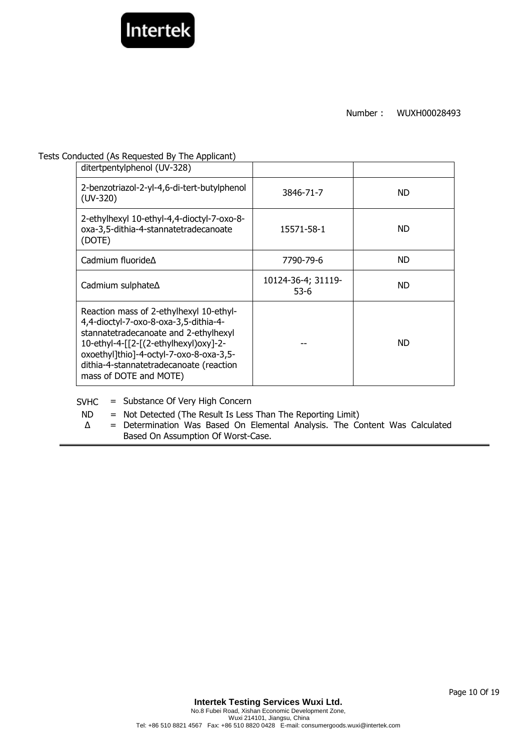Number : WUXH00028493

Tests Conducted (As Requested By The Applicant)

| | | |
|---|---|---|
| ditertpentylphenol (UV-328) | | |
| 2-benzotriazol-2-yl-4,6-di-tert-butylphenol (UV-320) | 3846-71-7 | ND |
| 2-ethylhexyl 10-ethyl-4,4-dioctyl-7-oxo-8-oxa-3,5-dithia-4-stannatetradecanoate (DOTE) | 15571-58-1 | ND |
| Cadmium fluorideΔ | 7790-79-6 | ND |
| Cadmium sulphateΔ | 10124-36-4; 31119-53-6 | ND |
| Reaction mass of 2-ethylhexyl 10-ethyl-4,4-dioctyl-7-oxo-8-oxa-3,5-dithia-4-stannatetradecanoate and 2-ethylhexyl 10-ethyl-4-[[2-[(2-ethylhexyl)oxy]-2-oxoethyl]thio]-4-octyl-7-oxo-8-oxa-3,5-dithia-4-stannatetradecanoate (reaction mass of DOTE and MOTE) | -- | ND |

SVHC = Substance Of Very High Concern

ND = Not Detected (The Result Is Less Than The Reporting Limit)

Δ = Determination Was Based On Elemental Analysis. The Content Was Calculated Based On Assumption Of Worst-Case.

**Intertek Testing Services Wuxi Ltd.**
No.8 Fubei Road, Xishan Economic Development Zone,
Wuxi 214101, Jiangsu, China
Tel: +86 510 8821 4567 Fax: +86 510 8820 0428 E-mail: consumergoods.wuxi@intertek.com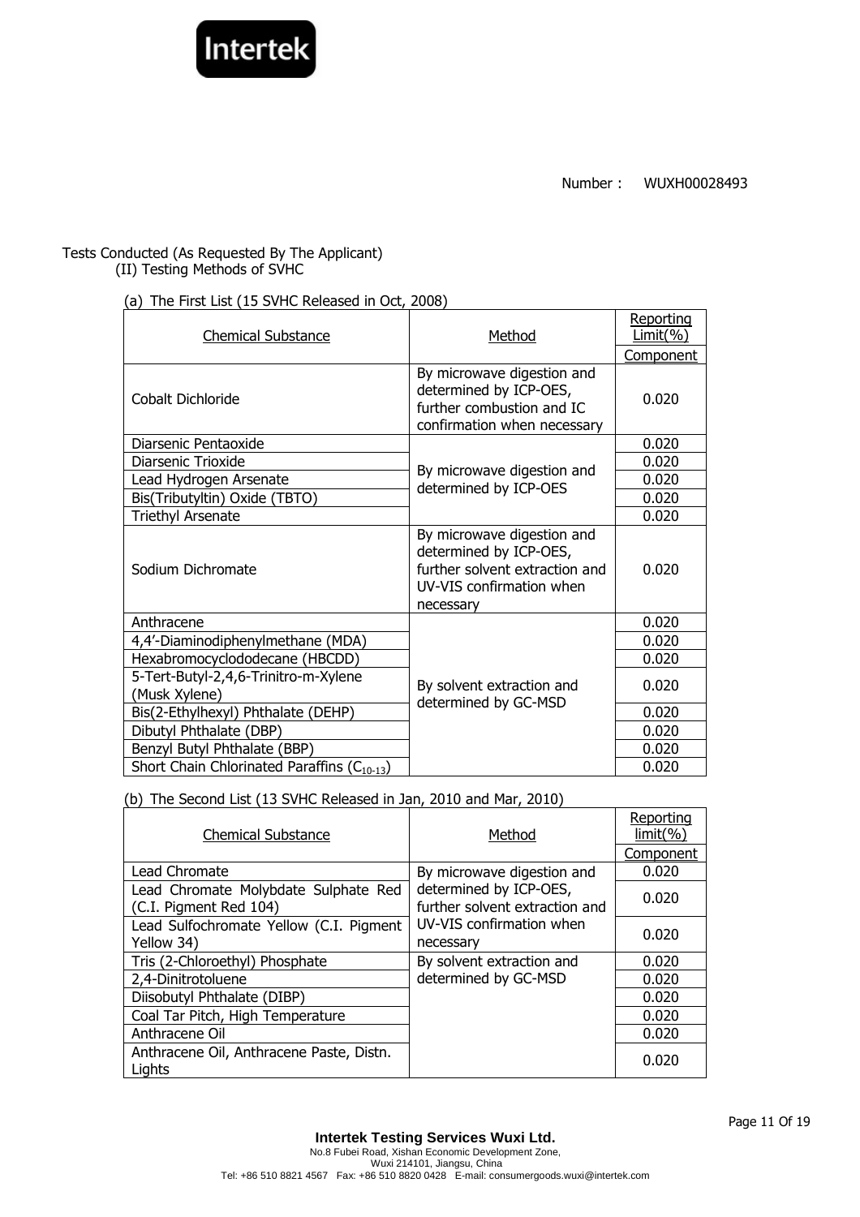Number : WUXH00028493

Tests Conducted (As Requested By The Applicant)

(II) Testing Methods of SVHC

(a) The First List (15 SVHC Released in Oct, 2008)

| Chemical Substance | Method | Reporting Limit(%) |
|---|---|---|
| | | Component |
| Cobalt Dichloride | By microwave digestion and determined by ICP-OES, further combustion and IC confirmation when necessary | 0.020 |
| Diarsenic Pentaoxide | By microwave digestion and determined by ICP-OES | 0.020 |
| Diarsenic Trioxide | | 0.020 |
| Lead Hydrogen Arsenate | | 0.020 |
| Bis(Tributyltin) Oxide (TBTO) | | 0.020 |
| Triethyl Arsenate | | 0.020 |
| Sodium Dichromate | By microwave digestion and determined by ICP-OES, further solvent extraction and UV-VIS confirmation when necessary | 0.020 |
| Anthracene | By solvent extraction and determined by GC-MSD | 0.020 |
| 4,4'-Diaminodiphenylmethane (MDA) | | 0.020 |
| Hexabromocyclododecane (HBCDD) | | 0.020 |
| 5-Tert-Butyl-2,4,6-Trinitro-m-Xylene (Musk Xylene) | | 0.020 |
| Bis(2-Ethylhexyl) Phthalate (DEHP) | | 0.020 |
| Dibutyl Phthalate (DBP) | | 0.020 |
| Benzyl Butyl Phthalate (BBP) | | 0.020 |
| Short Chain Chlorinated Paraffins ($C_{10-13}$) | | 0.020 |

(b) The Second List (13 SVHC Released in Jan, 2010 and Mar, 2010)

| Chemical Substance | Method | Reporting limit(%) |
|---|---|---|
| | | Component |
| Lead Chromate | By microwave digestion and determined by ICP-OES, further solvent extraction and UV-VIS confirmation when necessary | 0.020 |
| Lead Chromate Molybdate Sulphate Red (C.I. Pigment Red 104) | | 0.020 |
| Lead Sulfochromate Yellow (C.I. Pigment Yellow 34) | | 0.020 |
| Tris (2-Chloroethyl) Phosphate | By solvent extraction and determined by GC-MSD | 0.020 |
| 2,4-Dinitrotoluene | | 0.020 |
| Diisobutyl Phthalate (DIBP) | | 0.020 |
| Coal Tar Pitch, High Temperature | | 0.020 |
| Anthracene Oil | | 0.020 |
| Anthracene Oil, Anthracene Paste, Distn. Lights | | 0.020 |

**Intertek Testing Services Wuxi Ltd.**
No.8 Fubei Road, Xishan Economic Development Zone,
Wuxi 214101, Jiangsu, China
Tel: +86 510 8821 4567 Fax: +86 510 8820 0428 E-mail: consumergoods.wuxi@intertek.com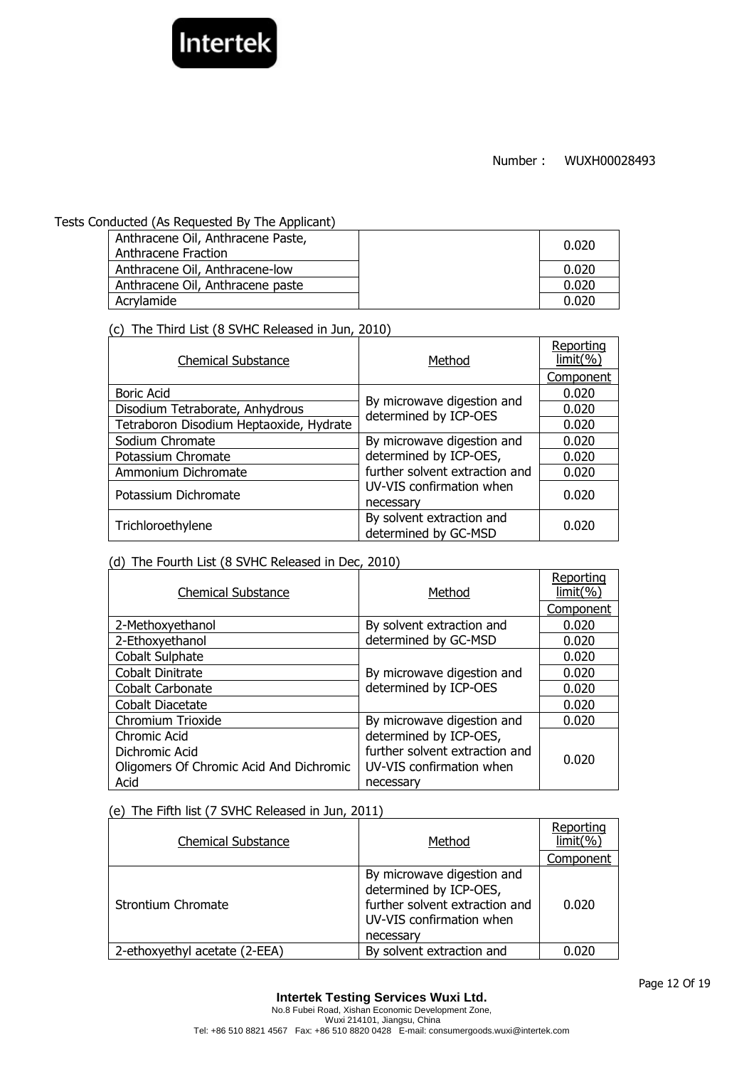Number : WUXH00028493

Tests Conducted (As Requested By The Applicant)

| | | |
|---|---|---|
| Anthracene Oil, Anthracene Paste, Anthracene Fraction | | 0.020 |
| Anthracene Oil, Anthracene-low | | 0.020 |
| Anthracene Oil, Anthracene paste | | 0.020 |
| Acrylamide | | 0.020 |

(c) The Third List (8 SVHC Released in Jun, 2010)

| Chemical Substance | Method | Reporting limit(%) |
|---|---|---|
| | | Component |
| Boric Acid | By microwave digestion and determined by ICP-OES | 0.020 |
| Disodium Tetraborate, Anhydrous | | 0.020 |
| Tetraboron Disodium Heptaoxide, Hydrate | | 0.020 |
| Sodium Chromate | By microwave digestion and determined by ICP-OES, further solvent extraction and UV-VIS confirmation when necessary | 0.020 |
| Potassium Chromate | | 0.020 |
| Ammonium Dichromate | | 0.020 |
| Potassium Dichromate | | 0.020 |
| Trichloroethylene | By solvent extraction and determined by GC-MSD | 0.020 |

(d) The Fourth List (8 SVHC Released in Dec, 2010)

| Chemical Substance | Method | Reporting limit(%) |
|---|---|---|
| | | Component |
| 2-Methoxyethanol | By solvent extraction and determined by GC-MSD | 0.020 |
| 2-Ethoxyethanol | | 0.020 |
| Cobalt Sulphate | By microwave digestion and determined by ICP-OES | 0.020 |
| Cobalt Dinitrate | | 0.020 |
| Cobalt Carbonate | | 0.020 |
| Cobalt Diacetate | | 0.020 |
| Chromium Trioxide | By microwave digestion and determined by ICP-OES, further solvent extraction and UV-VIS confirmation when necessary | 0.020 |
| Chromic Acid<br>Dichromic Acid<br>Oligomers Of Chromic Acid And Dichromic Acid | | 0.020 |

(e) The Fifth list (7 SVHC Released in Jun, 2011)

| Chemical Substance | Method | Reporting limit(%) |
|---|---|---|
| | | Component |
| Strontium Chromate | By microwave digestion and determined by ICP-OES, further solvent extraction and UV-VIS confirmation when necessary | 0.020 |
| 2-ethoxyethyl acetate (2-EEA) | By solvent extraction and | 0.020 |

**Intertek Testing Services Wuxi Ltd.**
No.8 Fubei Road, Xishan Economic Development Zone,
Wuxi 214101, Jiangsu, China
Tel: +86 510 8821 4567 Fax: +86 510 8820 0428 E-mail: consumergoods.wuxi@intertek.com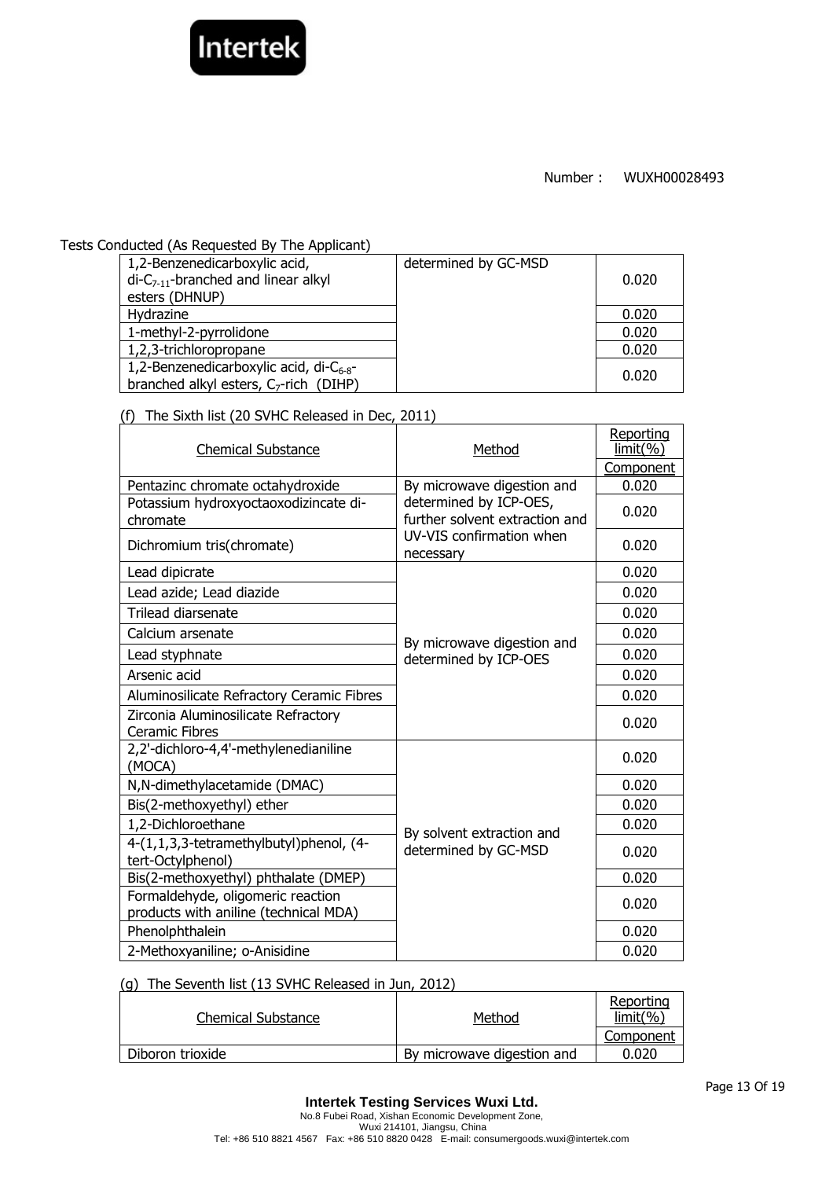Number： WUXH00028493

Tests Conducted (As Requested By The Applicant)

| | | |
|---|---|---|
| 1,2-Benzenedicarboxylic acid, di-$C_{7-11}$-branched and linear alkyl esters (DHNUP) | determined by GC-MSD | 0.020 |
| Hydrazine | | 0.020 |
| 1-methyl-2-pyrrolidone | | 0.020 |
| 1,2,3-trichloropropane | | 0.020 |
| 1,2-Benzenedicarboxylic acid, di-$C_{6-8}$-branched alkyl esters, $C_7$-rich (DIHP) | | 0.020 |

(f) The Sixth list (20 SVHC Released in Dec, 2011)

| Chemical Substance | Method | Reporting limit(%) Component |
|---|---|---|
| Pentazinc chromate octahydroxide | By microwave digestion and determined by ICP-OES, further solvent extraction and UV-VIS confirmation when necessary | 0.020 |
| Potassium hydroxyoctaoxodizincate di-chromate | | 0.020 |
| Dichromium tris(chromate) | | 0.020 |
| Lead dipicrate | By microwave digestion and determined by ICP-OES | 0.020 |
| Lead azide; Lead diazide | | 0.020 |
| Trilead diarsenate | | 0.020 |
| Calcium arsenate | | 0.020 |
| Lead styphnate | | 0.020 |
| Arsenic acid | | 0.020 |
| Aluminosilicate Refractory Ceramic Fibres | | 0.020 |
| Zirconia Aluminosilicate Refractory Ceramic Fibres | | 0.020 |
| 2,2'-dichloro-4,4'-methylenedianiline (MOCA) | By solvent extraction and determined by GC-MSD | 0.020 |
| N,N-dimethylacetamide (DMAC) | | 0.020 |
| Bis(2-methoxyethyl) ether | | 0.020 |
| 1,2-Dichloroethane | | 0.020 |
| 4-(1,1,3,3-tetramethylbutyl)phenol, (4-tert-Octylphenol) | | 0.020 |
| Bis(2-methoxyethyl) phthalate (DMEP) | | 0.020 |
| Formaldehyde, oligomeric reaction products with aniline (technical MDA) | | 0.020 |
| Phenolphthalein | | 0.020 |
| 2-Methoxyaniline; o-Anisidine | | 0.020 |

(g) The Seventh list (13 SVHC Released in Jun, 2012)

| Chemical Substance | Method | Reporting limit(%) Component |
|---|---|---|
| Diboron trioxide | By microwave digestion and | 0.020 |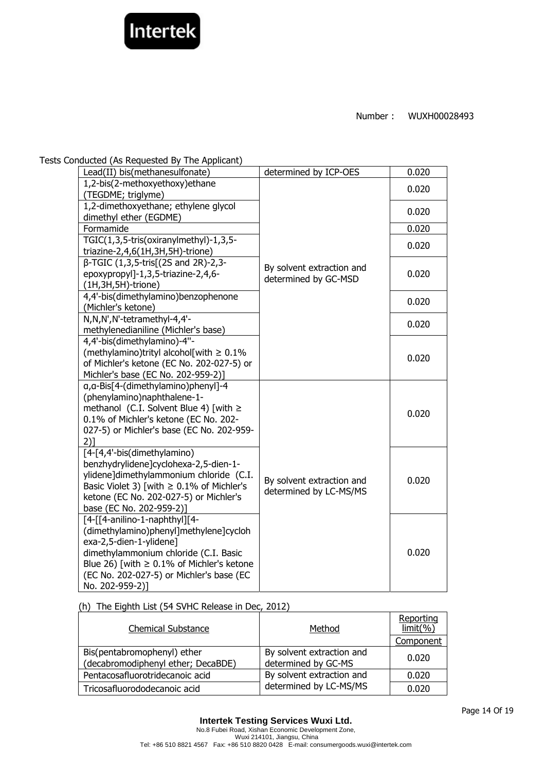Number： WUXH00028493

Tests Conducted (As Requested By The Applicant)

| | | |
|---|---|---|
| Lead(II) bis(methanesulfonate) | determined by ICP-OES | 0.020 |
| 1,2-bis(2-methoxyethoxy)ethane (TEGDME; triglyme) | By solvent extraction and determined by GC-MSD | 0.020 |
| 1,2-dimethoxyethane; ethylene glycol dimethyl ether (EGDME) | | 0.020 |
| Formamide | | 0.020 |
| TGIC(1,3,5-tris(oxiranylmethyl)-1,3,5-triazine-2,4,6(1H,3H,5H)-trione) | | 0.020 |
| β-TGIC (1,3,5-tris[(2S and 2R)-2,3-epoxypropyl]-1,3,5-triazine-2,4,6-(1H,3H,5H)-trione) | | 0.020 |
| 4,4'-bis(dimethylamino)benzophenone (Michler's ketone) | | 0.020 |
| N,N,N',N'-tetramethyl-4,4'-methylenedianiline (Michler's base) | | 0.020 |
| 4,4'-bis(dimethylamino)-4''-(methylamino)trityl alcohol[with ≥ 0.1% of Michler's ketone (EC No. 202-027-5) or Michler's base (EC No. 202-959-2)] | | 0.020 |
| α,α-Bis[4-(dimethylamino)phenyl]-4 (phenylamino)naphthalene-1-methanol (C.I. Solvent Blue 4) [with ≥ 0.1% of Michler's ketone (EC No. 202-027-5) or Michler's base (EC No. 202-959-2)] | By solvent extraction and determined by LC-MS/MS | 0.020 |
| [4-[4,4'-bis(dimethylamino) benzhydrylidene]cyclohexa-2,5-dien-1-ylidene]dimethylammonium chloride (C.I. Basic Violet 3) [with ≥ 0.1% of Michler's ketone (EC No. 202-027-5) or Michler's base (EC No. 202-959-2)] | | 0.020 |
| [4-[[4-anilino-1-naphthyl][4-(dimethylamino)phenyl]methylene]cyclohexa-2,5-dien-1-ylidene] dimethylammonium chloride (C.I. Basic Blue 26) [with ≥ 0.1% of Michler's ketone (EC No. 202-027-5) or Michler's base (EC No. 202-959-2)] | | 0.020 |

(h) The Eighth List (54 SVHC Release in Dec, 2012)

| Chemical Substance | Method | Reporting limit(%) |
|---|---|---|
| | | Component |
| Bis(pentabromophenyl) ether (decabromodiphenyl ether; DecaBDE) | By solvent extraction and determined by GC-MS | 0.020 |
| Pentacosafluorotridecanoic acid | By solvent extraction and determined by LC-MS/MS | 0.020 |
| Tricosafluorododecanoic acid | | 0.020 |

**Intertek Testing Services Wuxi Ltd.**
No.8 Fubei Road, Xishan Economic Development Zone,
Wuxi 214101, Jiangsu, China
Tel: +86 510 8821 4567 Fax: +86 510 8820 0428 E-mail: consumergoods.wuxi@intertek.com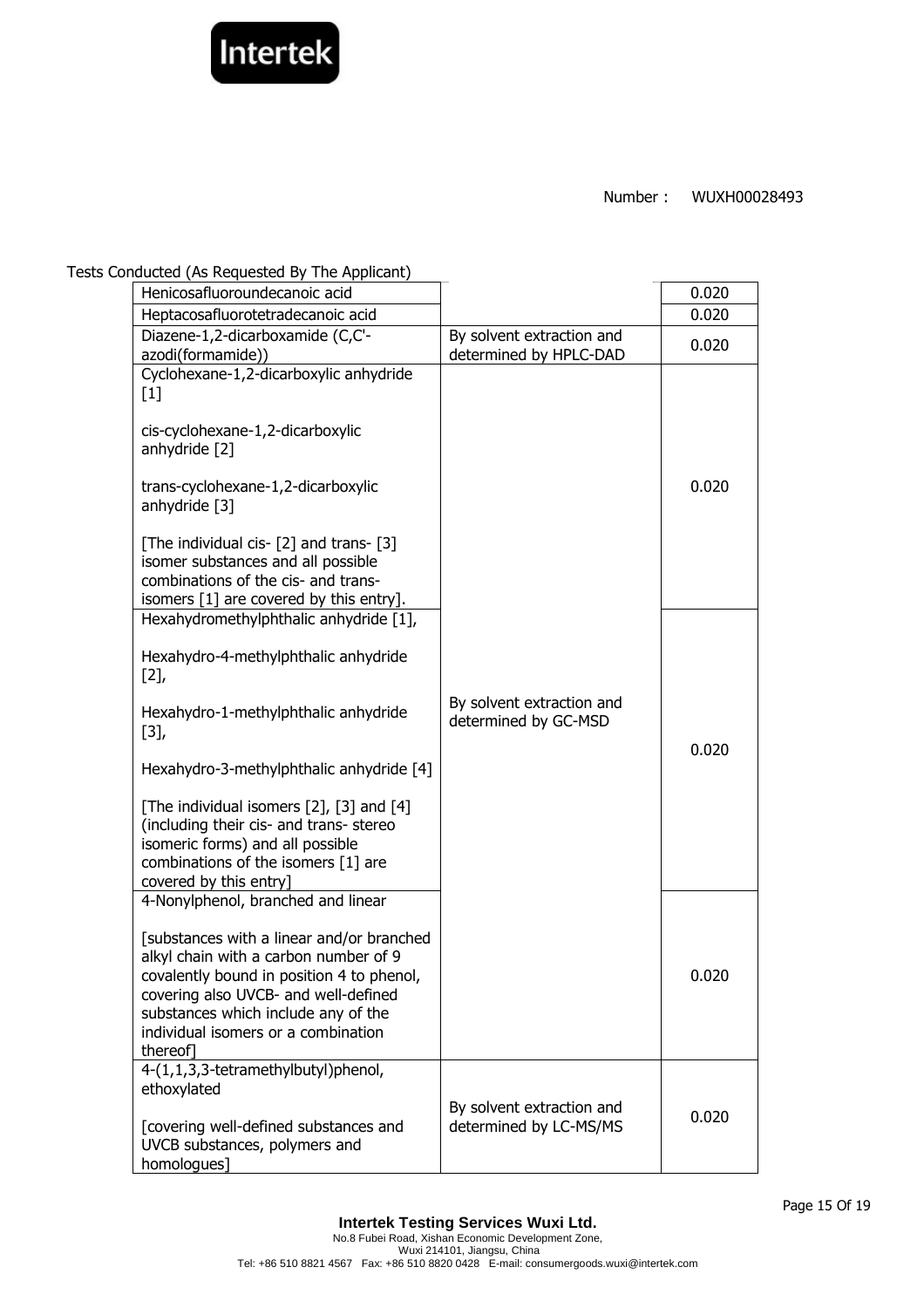Number： WUXH00028493

Tests Conducted (As Requested By The Applicant)

| | | |
|---|---|---|
| Henicosafluoroundecanoic acid | | 0.020 |
| Heptacosafluorotetradecanoic acid | | 0.020 |
| Diazene-1,2-dicarboxamide (C,C'-azodi(formamide)) | By solvent extraction and determined by HPLC-DAD | 0.020 |
| Cyclohexane-1,2-dicarboxylic anhydride [1]<br><br>cis-cyclohexane-1,2-dicarboxylic anhydride [2]<br><br>trans-cyclohexane-1,2-dicarboxylic anhydride [3]<br><br>[The individual cis- [2] and trans- [3] isomer substances and all possible combinations of the cis- and trans- isomers [1] are covered by this entry]. | By solvent extraction and determined by GC-MSD | 0.020 |
| Hexahydromethylphthalic anhydride [1],<br><br>Hexahydro-4-methylphthalic anhydride [2],<br><br>Hexahydro-1-methylphthalic anhydride [3],<br><br>Hexahydro-3-methylphthalic anhydride [4]<br><br>[The individual isomers [2], [3] and [4] (including their cis- and trans- stereo isomeric forms) and all possible combinations of the isomers [1] are covered by this entry] | By solvent extraction and determined by GC-MSD | 0.020 |
| 4-Nonylphenol, branched and linear<br><br>[substances with a linear and/or branched alkyl chain with a carbon number of 9 covalently bound in position 4 to phenol, covering also UVCB- and well-defined substances which include any of the individual isomers or a combination thereof] | By solvent extraction and determined by GC-MSD | 0.020 |
| 4-(1,1,3,3-tetramethylbutyl)phenol, ethoxylated<br><br>[covering well-defined substances and UVCB substances, polymers and homologues] | By solvent extraction and determined by LC-MS/MS | 0.020 |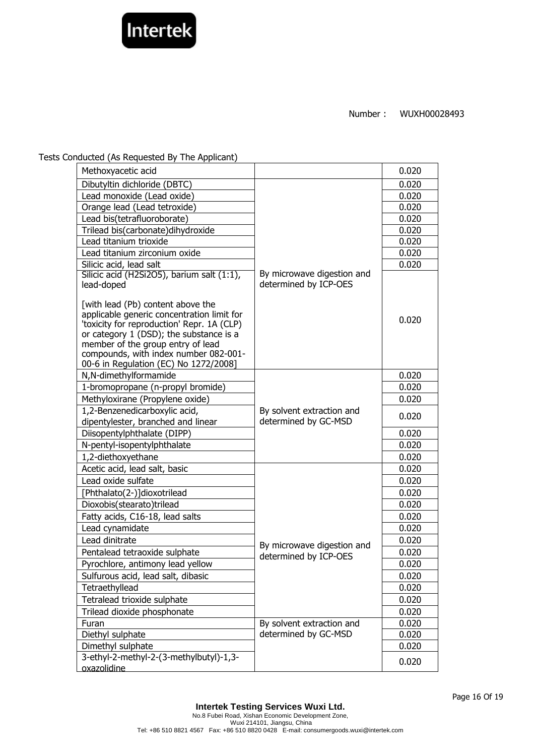Number : WUXH00028493

Tests Conducted (As Requested By The Applicant)

| | | |
|---|---|---|
| Methoxyacetic acid | | 0.020 |
| Dibutyltin dichloride (DBTC) | By microwave digestion and determined by ICP-OES | 0.020 |
| Lead monoxide (Lead oxide) | | 0.020 |
| Orange lead (Lead tetroxide) | | 0.020 |
| Lead bis(tetrafluoroborate) | | 0.020 |
| Trilead bis(carbonate)dihydroxide | | 0.020 |
| Lead titanium trioxide | | 0.020 |
| Lead titanium zirconium oxide | | 0.020 |
| Silicic acid, lead salt | | 0.020 |
| Silicic acid ($H_2Si_2O_5$), barium salt (1:1), lead-doped<br><br>[with lead (Pb) content above the applicable generic concentration limit for 'toxicity for reproduction' Repr. 1A (CLP) or category 1 (DSD); the substance is a member of the group entry of lead compounds, with index number 082-001-00-6 in Regulation (EC) No 1272/2008] | | 0.020 |
| N,N-dimethylformamide | By solvent extraction and determined by GC-MSD | 0.020 |
| 1-bromopropane (n-propyl bromide) | | 0.020 |
| Methyloxirane (Propylene oxide) | | 0.020 |
| 1,2-Benzenedicarboxylic acid, dipentylester, branched and linear | | 0.020 |
| Diisopentylphthalate (DIPP) | | 0.020 |
| N-pentyl-isopentylphthalate | | 0.020 |
| 1,2-diethoxyethane | | 0.020 |
| Acetic acid, lead salt, basic | By microwave digestion and determined by ICP-OES | 0.020 |
| Lead oxide sulfate | | 0.020 |
| [Phthalato(2-)]dioxotrilead | | 0.020 |
| Dioxobis(stearato)trilead | | 0.020 |
| Fatty acids, C16-18, lead salts | | 0.020 |
| Lead cynamidate | | 0.020 |
| Lead dinitrate | | 0.020 |
| Pentalead tetraoxide sulphate | | 0.020 |
| Pyrochlore, antimony lead yellow | | 0.020 |
| Sulfurous acid, lead salt, dibasic | | 0.020 |
| Tetraethyllead | | 0.020 |
| Tetralead trioxide sulphate | | 0.020 |
| Trilead dioxide phosphonate | | 0.020 |
| Furan | By solvent extraction and determined by GC-MSD | 0.020 |
| Diethyl sulphate | | 0.020 |
| Dimethyl sulphate | | 0.020 |
| 3-ethyl-2-methyl-2-(3-methylbutyl)-1,3-oxazolidine | | 0.020 |

**Intertek Testing Services Wuxi Ltd.**
No.8 Fubei Road, Xishan Economic Development Zone,
Wuxi 214101, Jiangsu, China
Tel: +86 510 8821 4567 Fax: +86 510 8820 0428 E-mail: consumergoods.wuxi@intertek.com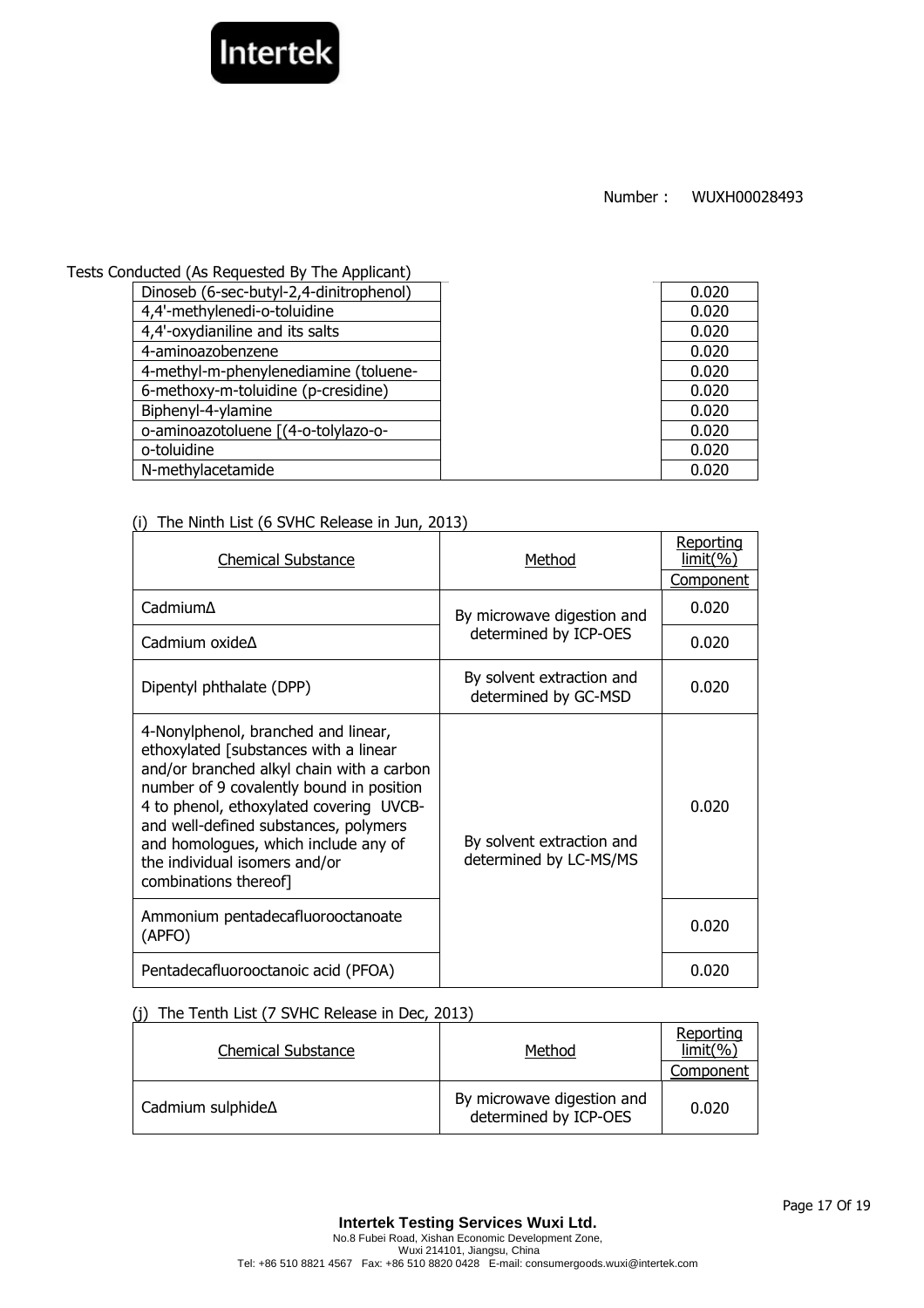Number： WUXH00028493

Tests Conducted (As Requested By The Applicant)

| | | |
|---|---|---|
| Dinoseb (6-sec-butyl-2,4-dinitrophenol) | | 0.020 |
| 4,4'-methylenedi-o-toluidine | | 0.020 |
| 4,4'-oxydianiline and its salts | | 0.020 |
| 4-aminoazobenzene | | 0.020 |
| 4-methyl-m-phenylenediamine (toluene- | | 0.020 |
| 6-methoxy-m-toluidine (p-cresidine) | | 0.020 |
| Biphenyl-4-ylamine | | 0.020 |
| o-aminoazotoluene [(4-o-tolylazo-o- | | 0.020 |
| o-toluidine | | 0.020 |
| N-methylacetamide | | 0.020 |

(i) The Ninth List (6 SVHC Release in Jun, 2013)

| Chemical Substance | Method | Reporting limit(%) |
|---|---|---|
| | | Component |
| CadmiumΔ | By microwave digestion and determined by ICP-OES | 0.020 |
| Cadmium oxideΔ | | 0.020 |
| Dipentyl phthalate (DPP) | By solvent extraction and determined by GC-MSD | 0.020 |
| 4-Nonylphenol, branched and linear, ethoxylated [substances with a linear and/or branched alkyl chain with a carbon number of 9 covalently bound in position 4 to phenol, ethoxylated covering UVCB- and well-defined substances, polymers and homologues, which include any of the individual isomers and/or combinations thereof] | By solvent extraction and determined by LC-MS/MS | 0.020 |
| Ammonium pentadecafluorooctanoate (APFO) | | 0.020 |
| Pentadecafluorooctanoic acid (PFOA) | | 0.020 |

(j) The Tenth List (7 SVHC Release in Dec, 2013)

| Chemical Substance | Method | Reporting limit(%) |
|---|---|---|
| | | Component |
| Cadmium sulphideΔ | By microwave digestion and determined by ICP-OES | 0.020 |

**Intertek Testing Services Wuxi Ltd.**
No.8 Fubei Road, Xishan Economic Development Zone,
Wuxi 214101, Jiangsu, China
Tel: +86 510 8821 4567 Fax: +86 510 8820 0428 E-mail: consumergoods.wuxi@intertek.com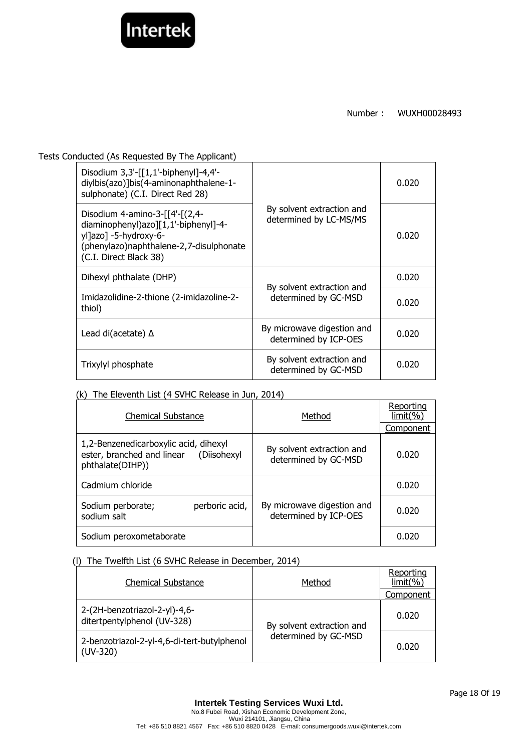Number： WUXH00028493

Tests Conducted (As Requested By The Applicant)

| Chemical Substance | Method | Reporting limit(%) Component |
|---|---|---|
| Disodium 3,3'-[[1,1'-biphenyl]-4,4'-diylbis(azo)]bis(4-aminonaphthalene-1-sulphonate) (C.I. Direct Red 28) | By solvent extraction and determined by LC-MS/MS | 0.020 |
| Disodium 4-amino-3-[[4'-[(2,4-diaminophenyl)azo][1,1'-biphenyl]-4-yl]azo] -5-hydroxy-6-(phenylazo)naphthalene-2,7-disulphonate (C.I. Direct Black 38) | | 0.020 |
| Dihexyl phthalate (DHP) | By solvent extraction and determined by GC-MSD | 0.020 |
| Imidazolidine-2-thione (2-imidazoline-2-thiol) | | 0.020 |
| Lead di(acetate) Δ | By microwave digestion and determined by ICP-OES | 0.020 |
| Trixylyl phosphate | By solvent extraction and determined by GC-MSD | 0.020 |

(k) The Eleventh List (4 SVHC Release in Jun, 2014)

| Chemical Substance | Method | Reporting limit(%) |
|---|---|---|
| | | Component |
| 1,2-Benzenedicarboxylic acid, dihexyl ester, branched and linear (Diisohexyl phthalate(DIHP)) | By solvent extraction and determined by GC-MSD | 0.020 |
| Cadmium chloride | By microwave digestion and determined by ICP-OES | 0.020 |
| Sodium perborate; perboric acid, sodium salt | | 0.020 |
| Sodium peroxometaborate | | 0.020 |

(l) The Twelfth List (6 SVHC Release in December, 2014)

| Chemical Substance | Method | Reporting limit(%) |
|---|---|---|
| | | Component |
| 2-(2H-benzotriazol-2-yl)-4,6-ditertpentylphenol (UV-328) | By solvent extraction and determined by GC-MSD | 0.020 |
| 2-benzotriazol-2-yl-4,6-di-tert-butylphenol (UV-320) | | 0.020 |

**Intertek Testing Services Wuxi Ltd.**
No.8 Fubei Road, Xishan Economic Development Zone,
Wuxi 214101, Jiangsu, China
Tel: +86 510 8821 4567 Fax: +86 510 8820 0428 E-mail: consumergoods.wuxi@intertek.com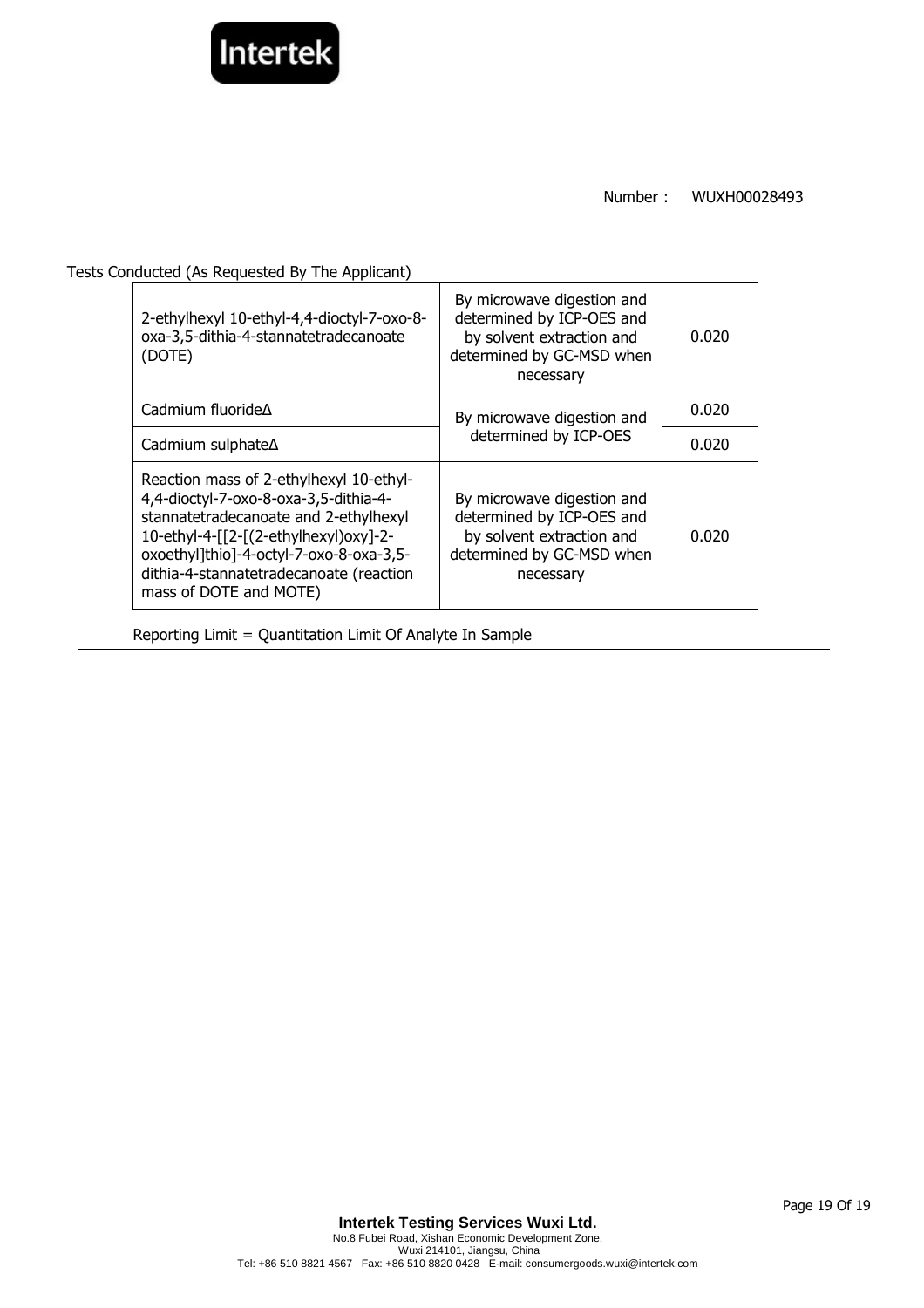Number : WUXH00028493

Tests Conducted (As Requested By The Applicant)

| | | |
|---|---|---|
| 2-ethylhexyl 10-ethyl-4,4-dioctyl-7-oxo-8-oxa-3,5-dithia-4-stannatetradecanoate (DOTE) | By microwave digestion and determined by ICP-OES and by solvent extraction and determined by GC-MSD when necessary | 0.020 |
| Cadmium fluorideΔ | By microwave digestion and determined by ICP-OES | 0.020 |
| Cadmium sulphateΔ | | 0.020 |
| Reaction mass of 2-ethylhexyl 10-ethyl-4,4-dioctyl-7-oxo-8-oxa-3,5-dithia-4-stannatetradecanoate and 2-ethylhexyl 10-ethyl-4-[[2-[(2-ethylhexyl)oxy]-2-oxoethyl]thio]-4-octyl-7-oxo-8-oxa-3,5-dithia-4-stannatetradecanoate (reaction mass of DOTE and MOTE) | By microwave digestion and determined by ICP-OES and by solvent extraction and determined by GC-MSD when necessary | 0.020 |

Reporting Limit = Quantitation Limit Of Analyte In Sample

**Intertek Testing Services Wuxi Ltd.**
No.8 Fubei Road, Xishan Economic Development Zone,
Wuxi 214101, Jiangsu, China
Tel: +86 510 8821 4567 Fax: +86 510 8820 0428 E-mail: consumergoods.wuxi@intertek.com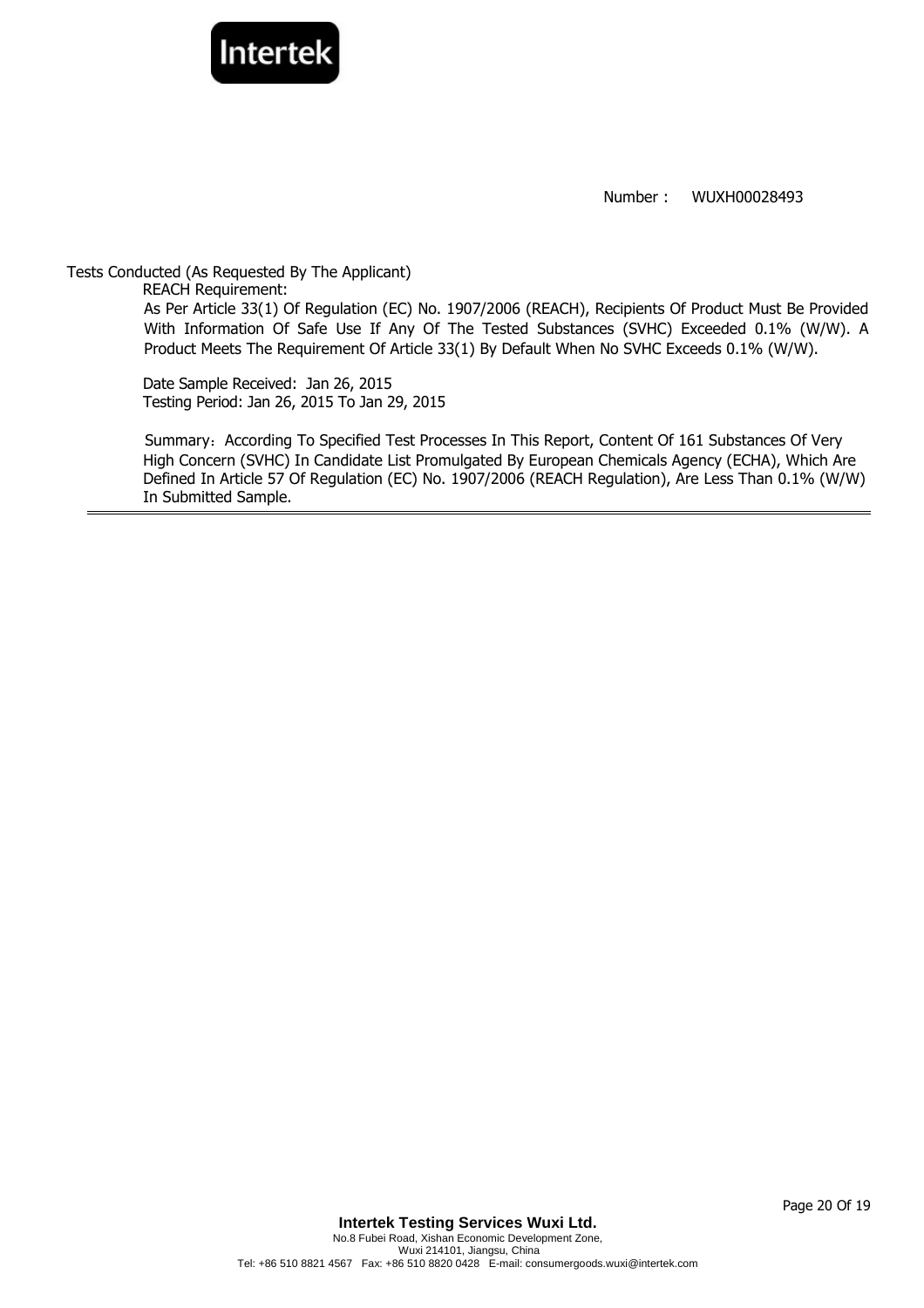Number： WUXH00028493

Tests Conducted (As Requested By The Applicant)

REACH Requirement:

As Per Article 33(1) Of Regulation (EC) No. 1907/2006 (REACH), Recipients Of Product Must Be Provided With Information Of Safe Use If Any Of The Tested Substances (SVHC) Exceeded 0.1% (W/W). A Product Meets The Requirement Of Article 33(1) By Default When No SVHC Exceeds 0.1% (W/W).

Date Sample Received: Jan 26, 2015
Testing Period: Jan 26, 2015 To Jan 29, 2015

Summary：According To Specified Test Processes In This Report, Content Of 161 Substances Of Very High Concern (SVHC) In Candidate List Promulgated By European Chemicals Agency (ECHA), Which Are Defined In Article 57 Of Regulation (EC) No. 1907/2006 (REACH Regulation), Are Less Than 0.1% (W/W) In Submitted Sample.

---

**Intertek Testing Services Wuxi Ltd.**
No.8 Fubei Road, Xishan Economic Development Zone,
Wuxi 214101, Jiangsu, China
Tel: +86 510 8821 4567 Fax: +86 510 8820 0428 E-mail: consumergoods.wuxi@intertek.com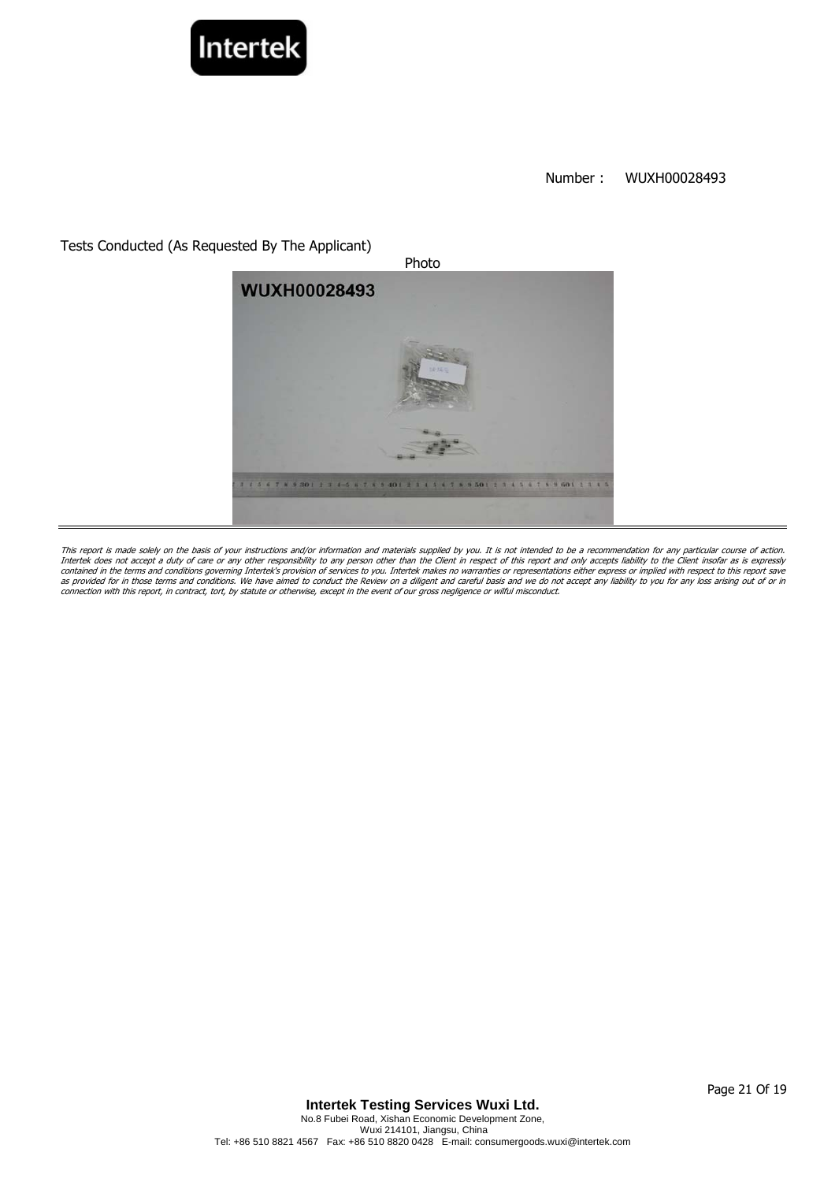Number : WUXH00028493

Tests Conducted (As Requested By The Applicant)

Photo

*This report is made solely on the basis of your instructions and/or information and materials supplied by you. It is not intended to be a recommendation for any particular course of action. Intertek does not accept a duty of care or any other responsibility to any person other than the Client in respect of this report and only accepts liability to the Client insofar as is expressly contained in the terms and conditions governing Intertek's provision of services to you. Intertek makes no warranties or representations either express or implied with respect to this report save as provided for in those terms and conditions. We have aimed to conduct the Review on a diligent and careful basis and we do not accept any liability to you for any loss arising out of or in connection with this report, in contract, tort, by statute or otherwise, except in the event of our gross negligence or wilful misconduct.*